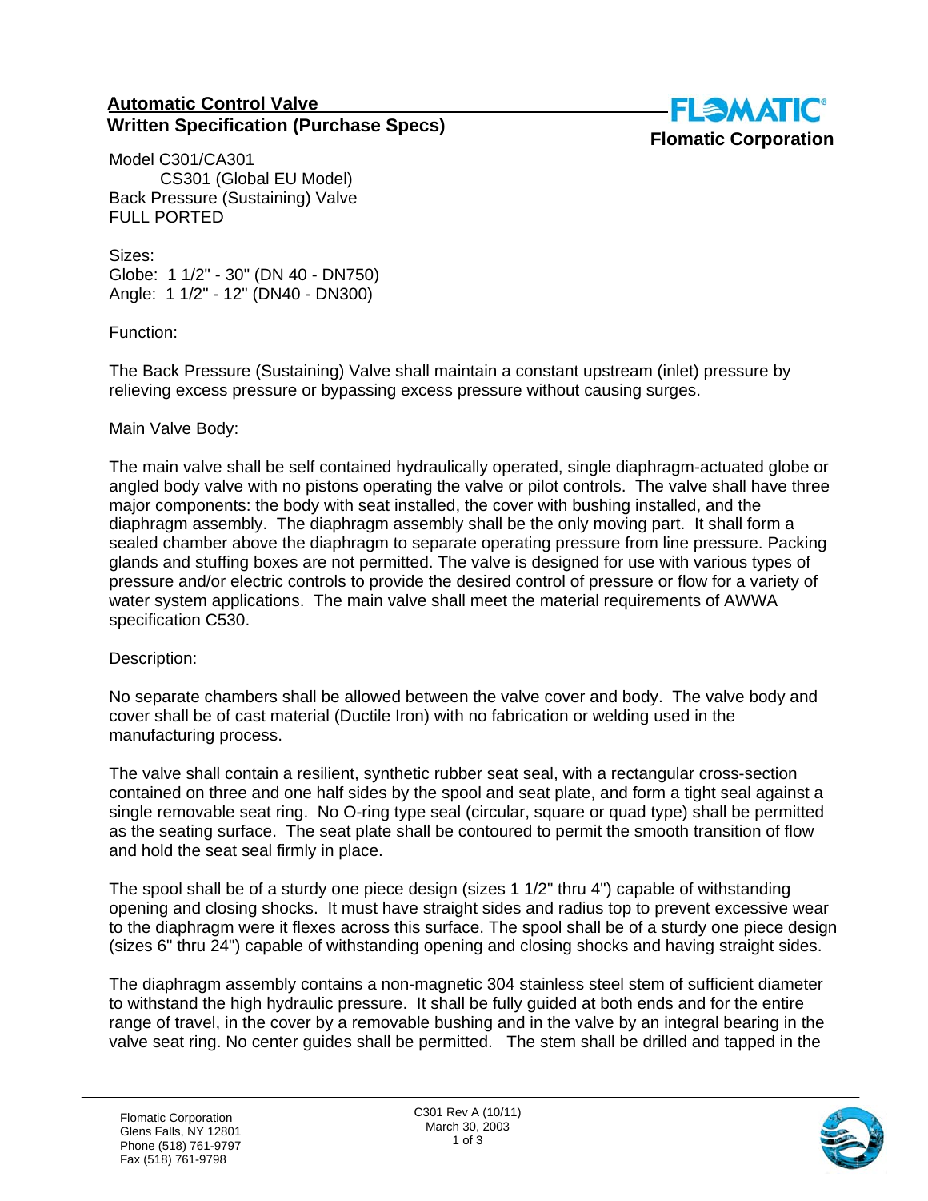## Automatic Control Valve
## Written Specification (Purchase Specs)

**Flomatic Corporation**

Model C301/CA301
CS301 (Global EU Model)
Back Pressure (Sustaining) Valve
FULL PORTED

Sizes:
Globe: 1 1/2" - 30" (DN 40 - DN750)
Angle: 1 1/2" - 12" (DN40 - DN300)

Function:

The Back Pressure (Sustaining) Valve shall maintain a constant upstream (inlet) pressure by relieving excess pressure or bypassing excess pressure without causing surges.

Main Valve Body:

The main valve shall be self contained hydraulically operated, single diaphragm-actuated globe or angled body valve with no pistons operating the valve or pilot controls. The valve shall have three major components: the body with seat installed, the cover with bushing installed, and the diaphragm assembly. The diaphragm assembly shall be the only moving part. It shall form a sealed chamber above the diaphragm to separate operating pressure from line pressure. Packing glands and stuffing boxes are not permitted. The valve is designed for use with various types of pressure and/or electric controls to provide the desired control of pressure or flow for a variety of water system applications. The main valve shall meet the material requirements of AWWA specification C530.

Description:

No separate chambers shall be allowed between the valve cover and body. The valve body and cover shall be of cast material (Ductile Iron) with no fabrication or welding used in the manufacturing process.

The valve shall contain a resilient, synthetic rubber seat seal, with a rectangular cross-section contained on three and one half sides by the spool and seat plate, and form a tight seal against a single removable seat ring. No O-ring type seal (circular, square or quad type) shall be permitted as the seating surface. The seat plate shall be contoured to permit the smooth transition of flow and hold the seat seal firmly in place.

The spool shall be of a sturdy one piece design (sizes 1 1/2" thru 4") capable of withstanding opening and closing shocks. It must have straight sides and radius top to prevent excessive wear to the diaphragm were it flexes across this surface. The spool shall be of a sturdy one piece design (sizes 6" thru 24") capable of withstanding opening and closing shocks and having straight sides.

The diaphragm assembly contains a non-magnetic 304 stainless steel stem of sufficient diameter to withstand the high hydraulic pressure. It shall be fully guided at both ends and for the entire range of travel, in the cover by a removable bushing and in the valve by an integral bearing in the valve seat ring. No center guides shall be permitted. The stem shall be drilled and tapped in the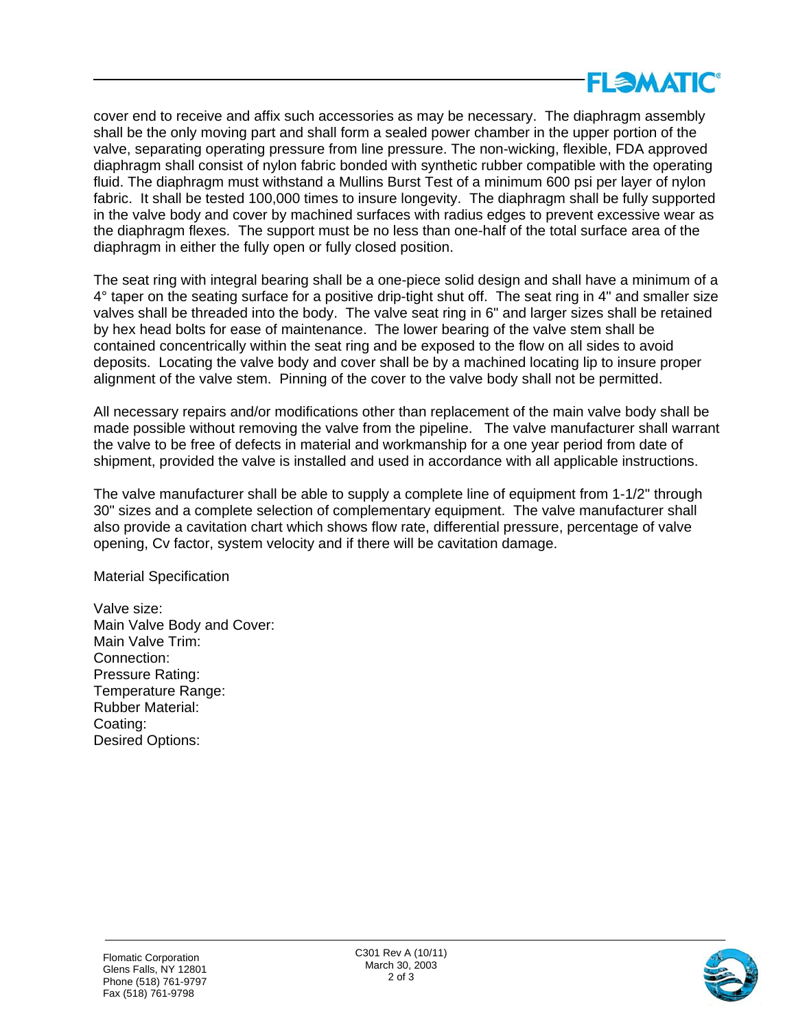cover end to receive and affix such accessories as may be necessary. The diaphragm assembly shall be the only moving part and shall form a sealed power chamber in the upper portion of the valve, separating operating pressure from line pressure. The non-wicking, flexible, FDA approved diaphragm shall consist of nylon fabric bonded with synthetic rubber compatible with the operating fluid. The diaphragm must withstand a Mullins Burst Test of a minimum 600 psi per layer of nylon fabric. It shall be tested 100,000 times to insure longevity. The diaphragm shall be fully supported in the valve body and cover by machined surfaces with radius edges to prevent excessive wear as the diaphragm flexes. The support must be no less than one-half of the total surface area of the diaphragm in either the fully open or fully closed position.

The seat ring with integral bearing shall be a one-piece solid design and shall have a minimum of a 4° taper on the seating surface for a positive drip-tight shut off. The seat ring in 4" and smaller size valves shall be threaded into the body. The valve seat ring in 6" and larger sizes shall be retained by hex head bolts for ease of maintenance. The lower bearing of the valve stem shall be contained concentrically within the seat ring and be exposed to the flow on all sides to avoid deposits. Locating the valve body and cover shall be by a machined locating lip to insure proper alignment of the valve stem. Pinning of the cover to the valve body shall not be permitted.

All necessary repairs and/or modifications other than replacement of the main valve body shall be made possible without removing the valve from the pipeline. The valve manufacturer shall warrant the valve to be free of defects in material and workmanship for a one year period from date of shipment, provided the valve is installed and used in accordance with all applicable instructions.

The valve manufacturer shall be able to supply a complete line of equipment from 1-1/2" through 30" sizes and a complete selection of complementary equipment. The valve manufacturer shall also provide a cavitation chart which shows flow rate, differential pressure, percentage of valve opening, Cv factor, system velocity and if there will be cavitation damage.

Material Specification

Valve size:
Main Valve Body and Cover:
Main Valve Trim:
Connection:
Pressure Rating:
Temperature Range:
Rubber Material:
Coating:
Desired Options: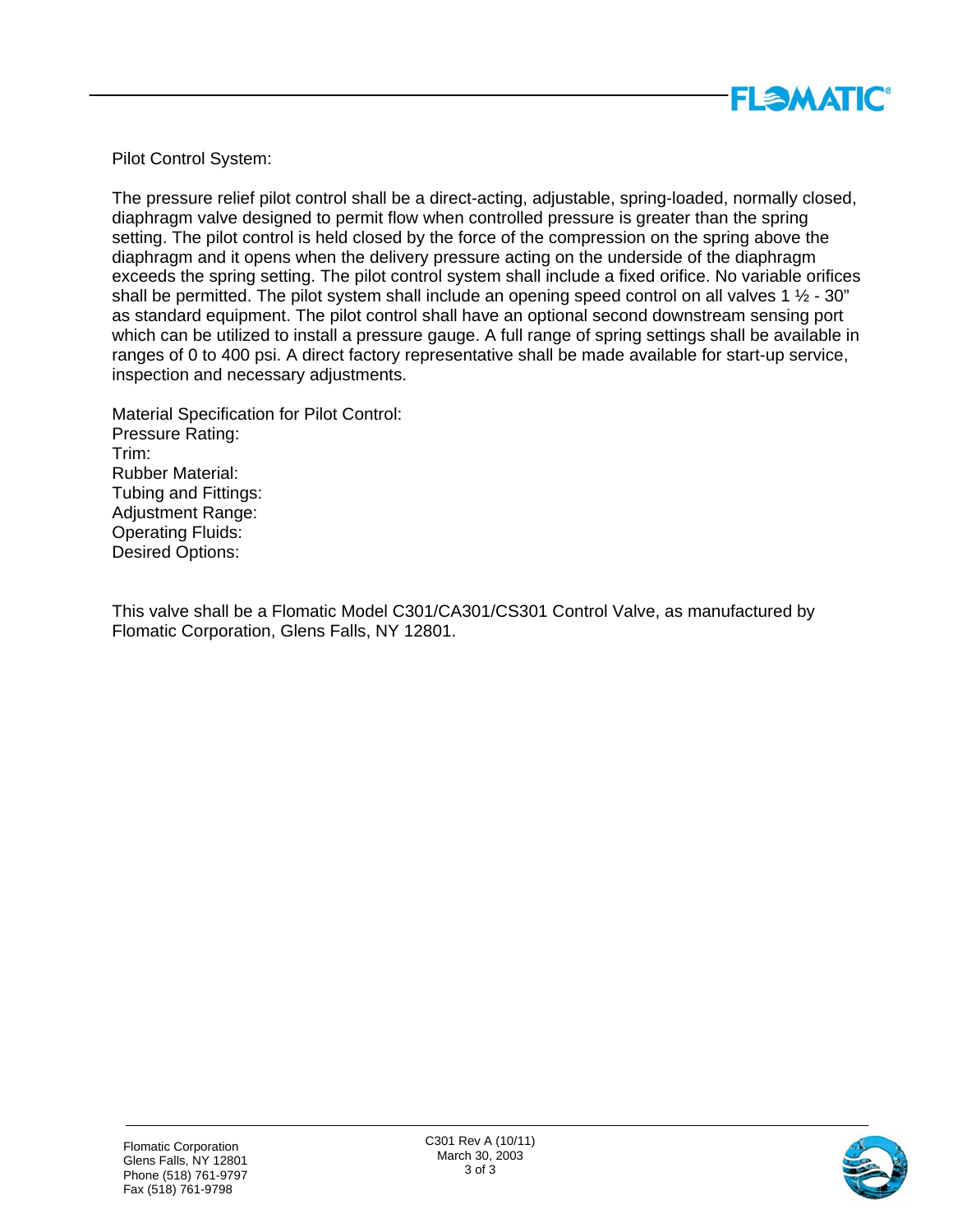Pilot Control System:

The pressure relief pilot control shall be a direct-acting, adjustable, spring-loaded, normally closed, diaphragm valve designed to permit flow when controlled pressure is greater than the spring setting. The pilot control is held closed by the force of the compression on the spring above the diaphragm and it opens when the delivery pressure acting on the underside of the diaphragm exceeds the spring setting. The pilot control system shall include a fixed orifice. No variable orifices shall be permitted. The pilot system shall include an opening speed control on all valves 1 ½ - 30" as standard equipment. The pilot control shall have an optional second downstream sensing port which can be utilized to install a pressure gauge. A full range of spring settings shall be available in ranges of 0 to 400 psi. A direct factory representative shall be made available for start-up service, inspection and necessary adjustments.

Material Specification for Pilot Control:
Pressure Rating:
Trim:
Rubber Material:
Tubing and Fittings:
Adjustment Range:
Operating Fluids:
Desired Options:

This valve shall be a Flomatic Model C301/CA301/CS301 Control Valve, as manufactured by Flomatic Corporation, Glens Falls, NY 12801.